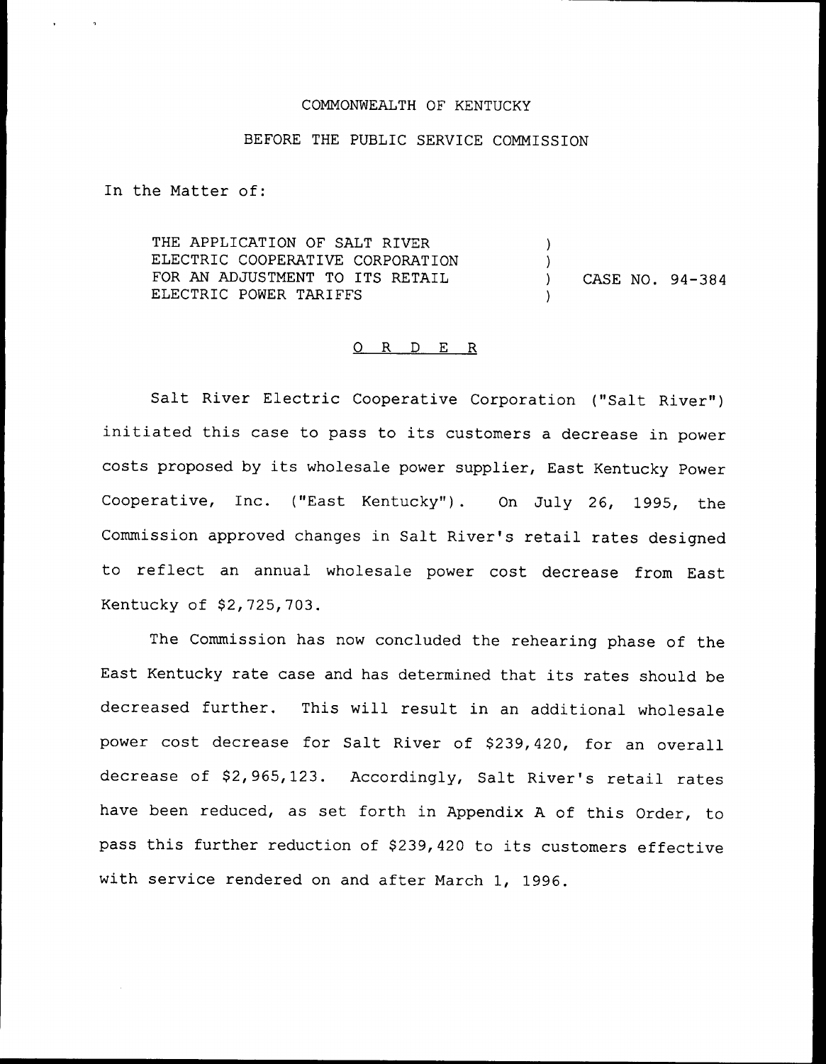COMMONWEALTH OF KENTUCKY

BEFORE THE PUBLIC SERVICE COMMISSION

In the Matter of:

| | | |
|---|---|---|
| THE APPLICATION OF SALT RIVER ELECTRIC COOPERATIVE CORPORATION FOR AN ADJUSTMENT TO ITS RETAIL ELECTRIC POWER TARIFFS | ) | CASE NO. 94-384 |

## O R D E R

Salt River Electric Cooperative Corporation ("Salt River") initiated this case to pass to its customers a decrease in power costs proposed by its wholesale power supplier, East Kentucky Power Cooperative, Inc. ("East Kentucky"). On July 26, 1995, the Commission approved changes in Salt River's retail rates designed to reflect an annual wholesale power cost decrease from East Kentucky of $2,725,703.

The Commission has now concluded the rehearing phase of the East Kentucky rate case and has determined that its rates should be decreased further. This will result in an additional wholesale power cost decrease for Salt River of $239,420, for an overall decrease of $2,965,123. Accordingly, Salt River's retail rates have been reduced, as set forth in Appendix A of this Order, to pass this further reduction of $239,420 to its customers effective with service rendered on and after March 1, 1996.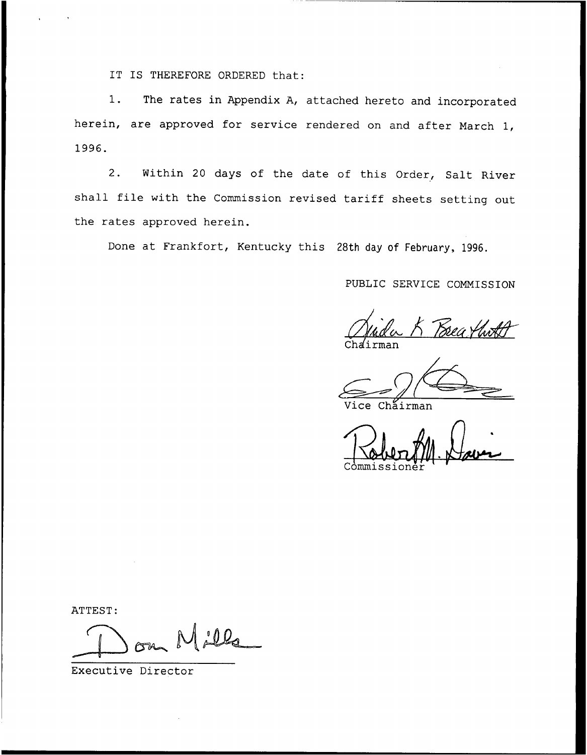IT IS THEREFORE ORDERED that:

1. The rates in Appendix A, attached hereto and incorporated herein, are approved for service rendered on and after March 1, 1996.

2. Within 20 days of the date of this Order, Salt River shall file with the Commission revised tariff sheets setting out the rates approved herein.

Done at Frankfort, Kentucky this 28th day of February, 1996.

PUBLIC SERVICE COMMISSION

Chairman

Vice Chairman

Commissioner

ATTEST:

Executive Director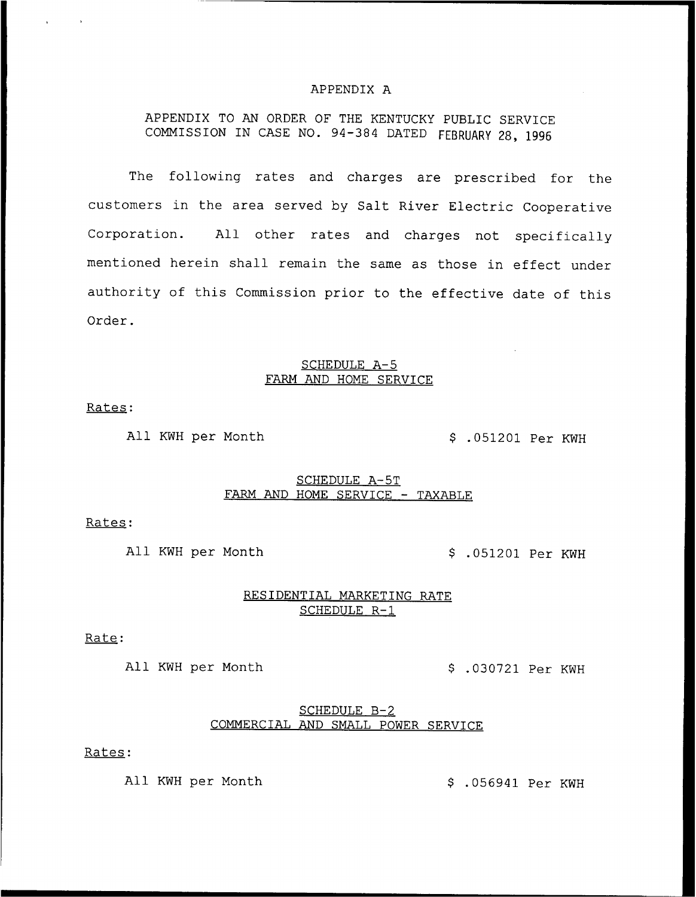# APPENDIX A

APPENDIX TO AN ORDER OF THE KENTUCKY PUBLIC SERVICE COMMISSION IN CASE NO. 94-384 DATED FEBRUARY 28, 1996

The following rates and charges are prescribed for the customers in the area served by Salt River Electric Cooperative Corporation. All other rates and charges not specifically mentioned herein shall remain the same as those in effect under authority of this Commission prior to the effective date of this Order.

## SCHEDULE A-5
## FARM AND HOME SERVICE

Rates:

All KWH per Month $ .051201 Per KWH

## SCHEDULE A-5T
## FARM AND HOME SERVICE - TAXABLE

Rates:

All KWH per Month $ .051201 Per KWH

## RESIDENTIAL MARKETING RATE
## SCHEDULE R-1

Rate:

All KWH per Month $ .030721 Per KWH

## SCHEDULE B-2
## COMMERCIAL AND SMALL POWER SERVICE

Rates:

All KWH per Month $ .056941 Per KWH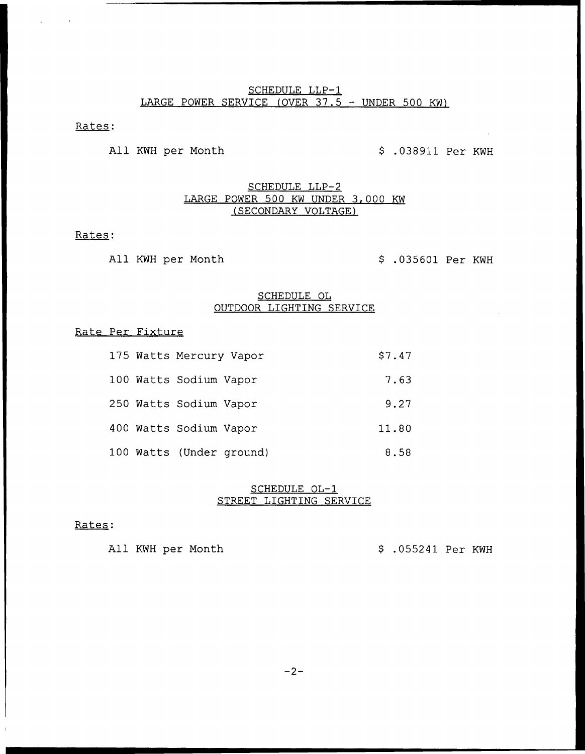## SCHEDULE LLP-1
## LARGE POWER SERVICE (OVER 37.5 - UNDER 500 KW)

Rates:

| | |
|---|---|
| All KWH per Month | $ .038911 Per KWH |

## SCHEDULE LLP-2
## LARGE POWER 500 KW UNDER 3,000 KW
## (SECONDARY VOLTAGE)

Rates:

| | |
|---|---|
| All KWH per Month | $ .035601 Per KWH |

## SCHEDULE OL
## OUTDOOR LIGHTING SERVICE

Rate Per Fixture

| | |
|---|---|
| 175 Watts Mercury Vapor | $7.47 |
| 100 Watts Sodium Vapor | 7.63 |
| 250 Watts Sodium Vapor | 9.27 |
| 400 Watts Sodium Vapor | 11.80 |
| 100 Watts (Under ground) | 8.58 |

## SCHEDULE OL-1
## STREET LIGHTING SERVICE

Rates:

| | |
|---|---|
| All KWH per Month | $ .055241 Per KWH |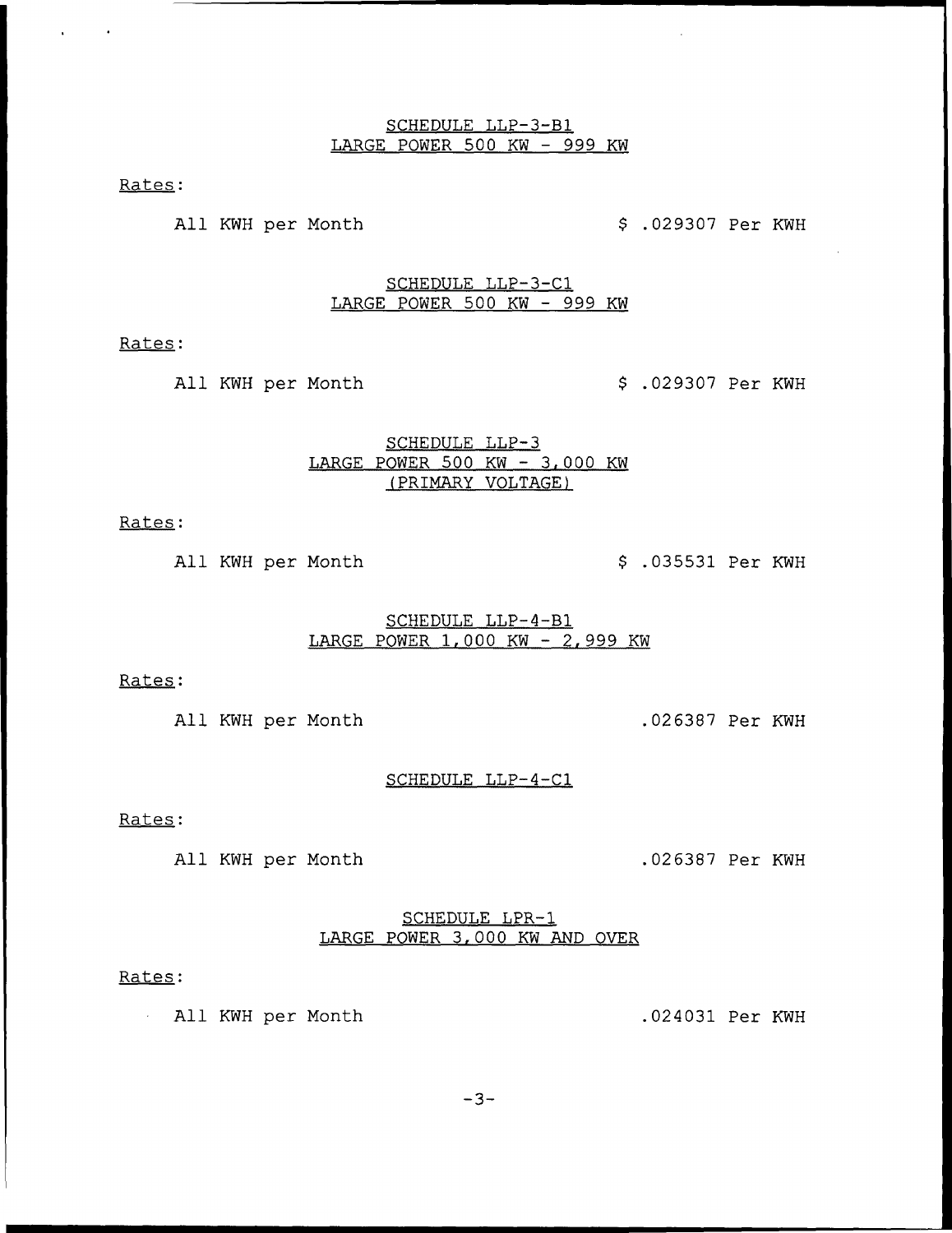SCHEDULE LLP-3-B1
LARGE POWER 500 KW - 999 KW

Rates:

All KWH per Month $ .029307 Per KWH

SCHEDULE LLP-3-C1
LARGE POWER 500 KW - 999 KW

Rates:

All KWH per Month $ .029307 Per KWH

SCHEDULE LLP-3
LARGE POWER 500 KW - 3,000 KW
(PRIMARY VOLTAGE)

Rates:

All KWH per Month $ .035531 Per KWH

SCHEDULE LLP-4-B1
LARGE POWER 1,000 KW - 2,999 KW

Rates:

All KWH per Month .026387 Per KWH

SCHEDULE LLP-4-C1

Rates:

All KWH per Month .026387 Per KWH

SCHEDULE LPR-1
LARGE POWER 3,000 KW AND OVER

Rates:

All KWH per Month .024031 Per KWH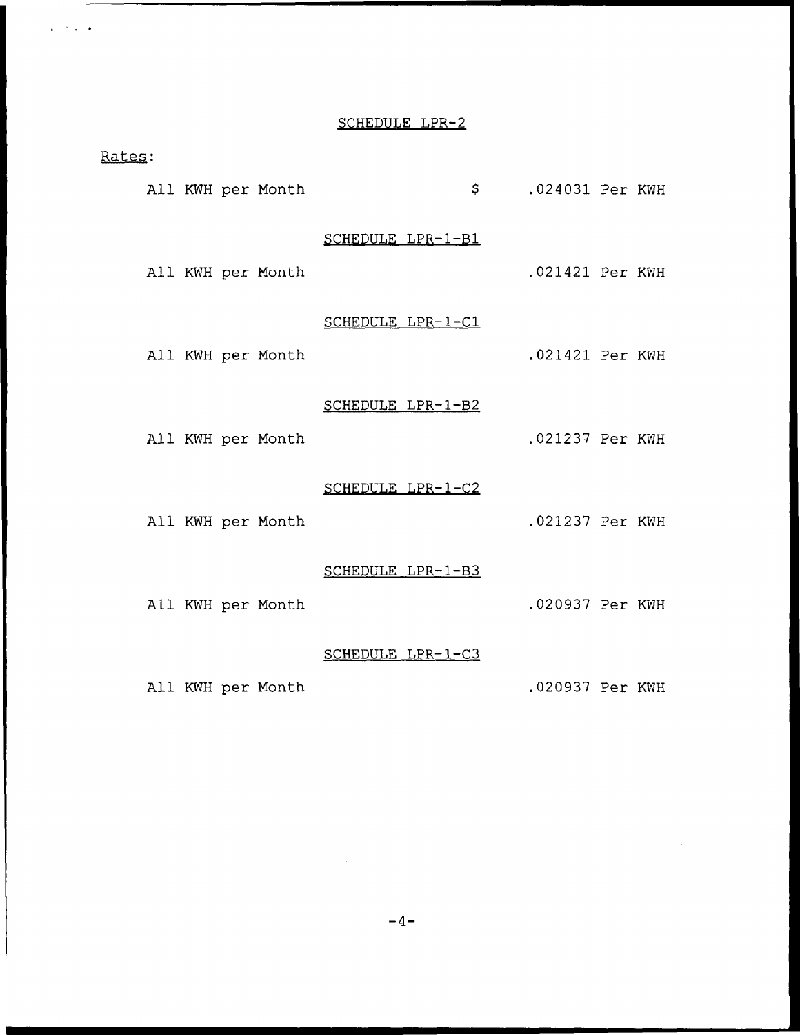SCHEDULE LPR-2

Rates:

| | | |
|---|---|---|
| All KWH per Month | $ | .024031 Per KWH |

SCHEDULE LPR-1-B1

| | |
|---|---|
| All KWH per Month | .021421 Per KWH |

SCHEDULE LPR-1-C1

| | |
|---|---|
| All KWH per Month | .021421 Per KWH |

SCHEDULE LPR-1-B2

| | |
|---|---|
| All KWH per Month | .021237 Per KWH |

SCHEDULE LPR-1-C2

| | |
|---|---|
| All KWH per Month | .021237 Per KWH |

SCHEDULE LPR-1-B3

| | |
|---|---|
| All KWH per Month | .020937 Per KWH |

SCHEDULE LPR-1-C3

| | |
|---|---|
| All KWH per Month | .020937 Per KWH |